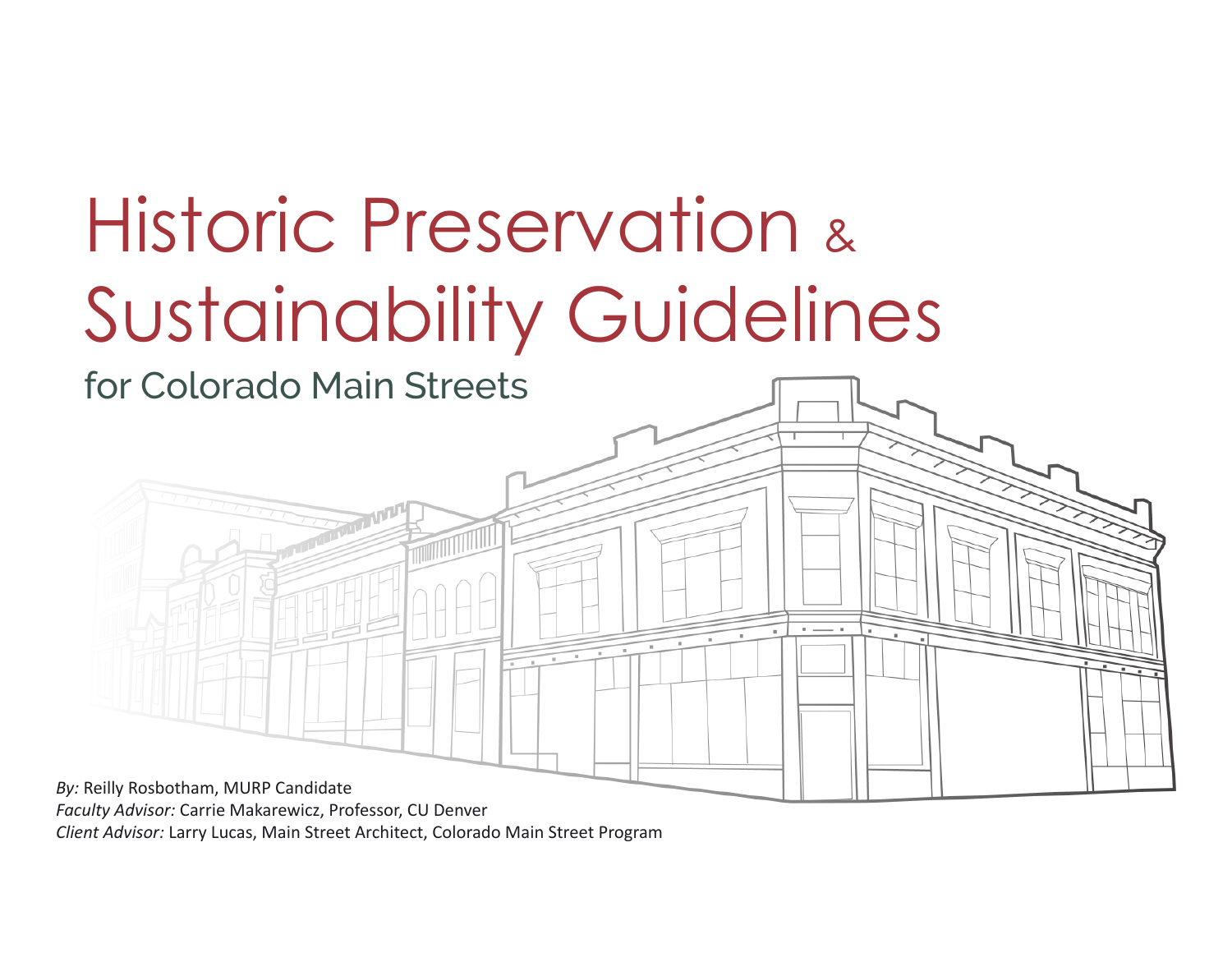# Historic Preservation & Sustainability Guidelines

## for Colorado Main Streets

*By:* Reilly Rosbotham, MURP Candidate
*Faculty Advisor:* Carrie Makarewicz, Professor, CU Denver
*Client Advisor:* Larry Lucas, Main Street Architect, Colorado Main Street Program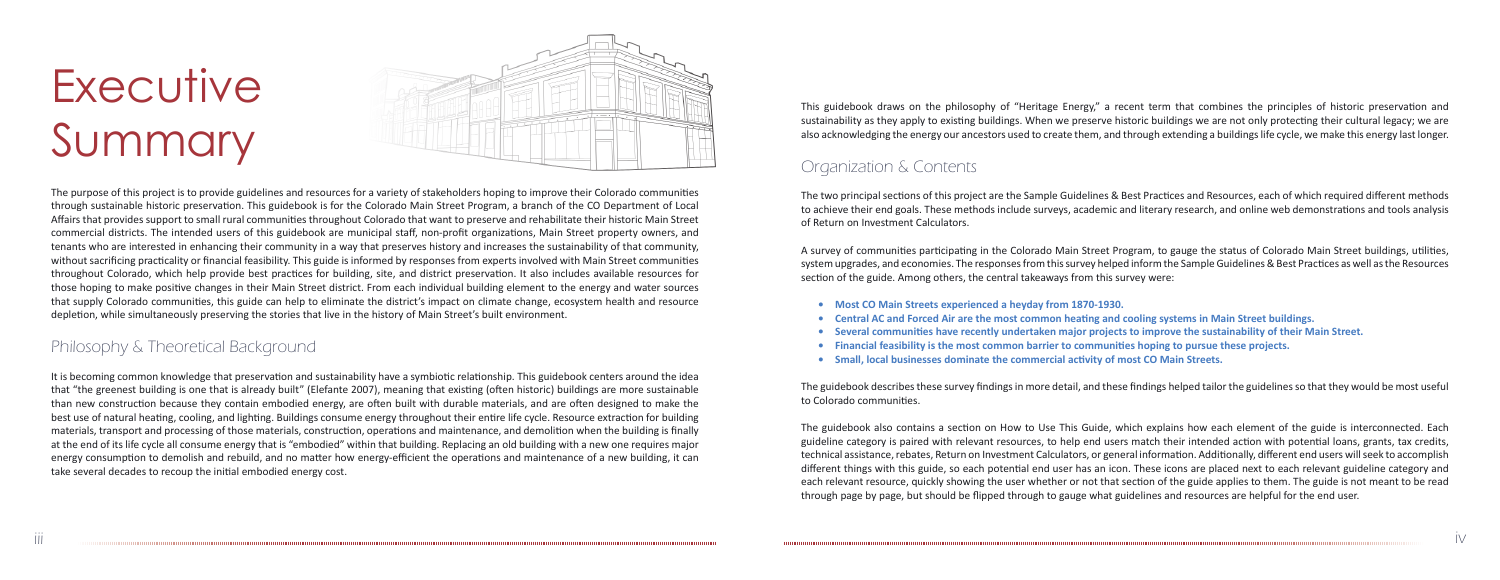# Executive Summary

The purpose of this project is to provide guidelines and resources for a variety of stakeholders hoping to improve their Colorado communities through sustainable historic preservation. This guidebook is for the Colorado Main Street Program, a branch of the CO Department of Local Affairs that provides support to small rural communities throughout Colorado that want to preserve and rehabilitate their historic Main Street commercial districts. The intended users of this guidebook are municipal staff, non-profit organizations, Main Street property owners, and tenants who are interested in enhancing their community in a way that preserves history and increases the sustainability of that community, without sacrificing practicality or financial feasibility. This guide is informed by responses from experts involved with Main Street communities throughout Colorado, which help provide best practices for building, site, and district preservation. It also includes available resources for those hoping to make positive changes in their Main Street district. From each individual building element to the energy and water sources that supply Colorado communities, this guide can help to eliminate the district's impact on climate change, ecosystem health and resource depletion, while simultaneously preserving the stories that live in the history of Main Street's built environment.

## Philosophy & Theoretical Background

It is becoming common knowledge that preservation and sustainability have a symbiotic relationship. This guidebook centers around the idea that "the greenest building is one that is already built" (Elefante 2007), meaning that existing (often historic) buildings are more sustainable than new construction because they contain embodied energy, are often built with durable materials, and are often designed to make the best use of natural heating, cooling, and lighting. Buildings consume energy throughout their entire life cycle. Resource extraction for building materials, transport and processing of those materials, construction, operations and maintenance, and demolition when the building is finally at the end of its life cycle all consume energy that is "embodied" within that building. Replacing an old building with a new one requires major energy consumption to demolish and rebuild, and no matter how energy-efficient the operations and maintenance of a new building, it can take several decades to recoup the initial embodied energy cost.

This guidebook draws on the philosophy of "Heritage Energy," a recent term that combines the principles of historic preservation and sustainability as they apply to existing buildings. When we preserve historic buildings we are not only protecting their cultural legacy; we are also acknowledging the energy our ancestors used to create them, and through extending a buildings life cycle, we make this energy last longer.

## Organization & Contents

The two principal sections of this project are the Sample Guidelines & Best Practices and Resources, each of which required different methods to achieve their end goals. These methods include surveys, academic and literary research, and online web demonstrations and tools analysis of Return on Investment Calculators.

A survey of communities participating in the Colorado Main Street Program, to gauge the status of Colorado Main Street buildings, utilities, system upgrades, and economies. The responses from this survey helped inform the Sample Guidelines & Best Practices as well as the Resources section of the guide. Among others, the central takeaways from this survey were:

- **Most CO Main Streets experienced a heyday from 1870-1930.**
- **Central AC and Forced Air are the most common heating and cooling systems in Main Street buildings.**
- **Several communities have recently undertaken major projects to improve the sustainability of their Main Street.**
- **Financial feasibility is the most common barrier to communities hoping to pursue these projects.**
- **Small, local businesses dominate the commercial activity of most CO Main Streets.**

The guidebook describes these survey findings in more detail, and these findings helped tailor the guidelines so that they would be most useful to Colorado communities.

The guidebook also contains a section on How to Use This Guide, which explains how each element of the guide is interconnected. Each guideline category is paired with relevant resources, to help end users match their intended action with potential loans, grants, tax credits, technical assistance, rebates, Return on Investment Calculators, or general information. Additionally, different end users will seek to accomplish different things with this guide, so each potential end user has an icon. These icons are placed next to each relevant guideline category and each relevant resource, quickly showing the user whether or not that section of the guide applies to them. The guide is not meant to be read through page by page, but should be flipped through to gauge what guidelines and resources are helpful for the end user.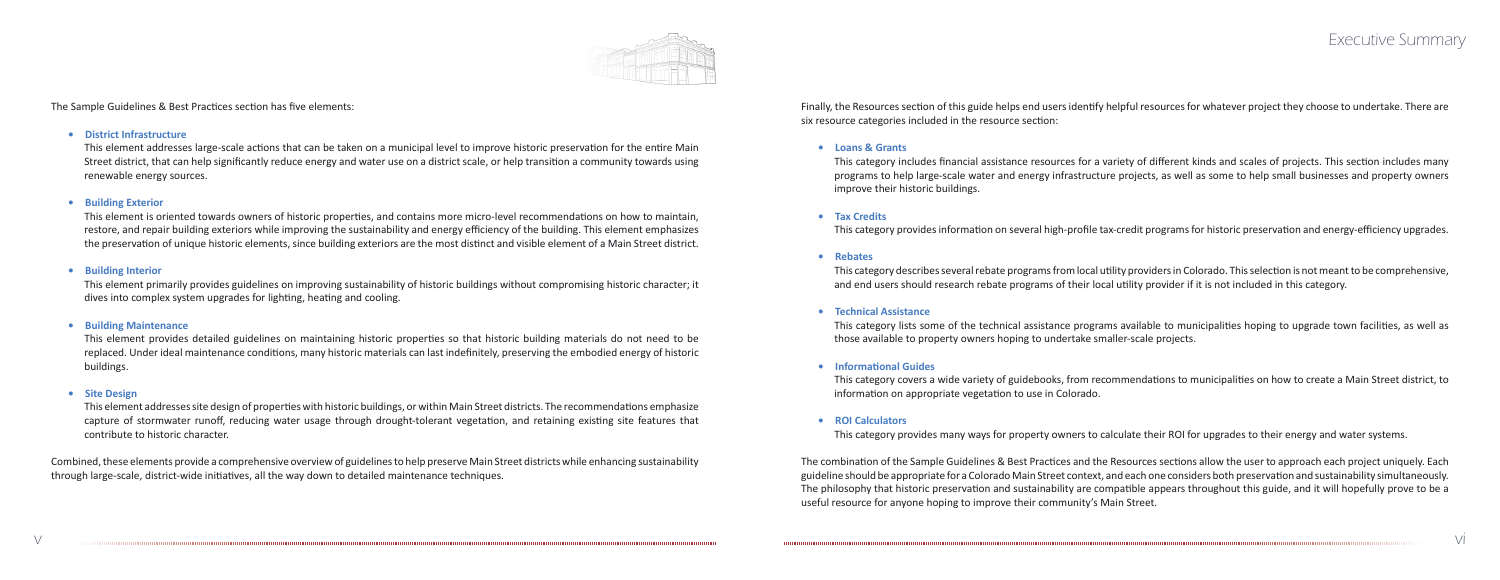The Sample Guidelines & Best Practices section has five elements:

- **District Infrastructure**

  This element addresses large-scale actions that can be taken on a municipal level to improve historic preservation for the entire Main Street district, that can help significantly reduce energy and water use on a district scale, or help transition a community towards using renewable energy sources.

- **Building Exterior**

  This element is oriented towards owners of historic properties, and contains more micro-level recommendations on how to maintain, restore, and repair building exteriors while improving the sustainability and energy efficiency of the building. This element emphasizes the preservation of unique historic elements, since building exteriors are the most distinct and visible element of a Main Street district.

- **Building Interior**

  This element primarily provides guidelines on improving sustainability of historic buildings without compromising historic character; it dives into complex system upgrades for lighting, heating and cooling.

- **Building Maintenance**

  This element provides detailed guidelines on maintaining historic properties so that historic building materials do not need to be replaced. Under ideal maintenance conditions, many historic materials can last indefinitely, preserving the embodied energy of historic buildings.

- **Site Design**

  This element addresses site design of properties with historic buildings, or within Main Street districts. The recommendations emphasize capture of stormwater runoff, reducing water usage through drought-tolerant vegetation, and retaining existing site features that contribute to historic character.

Combined, these elements provide a comprehensive overview of guidelines to help preserve Main Street districts while enhancing sustainability through large-scale, district-wide initiatives, all the way down to detailed maintenance techniques.

Finally, the Resources section of this guide helps end users identify helpful resources for whatever project they choose to undertake. There are six resource categories included in the resource section:

- **Loans & Grants**

  This category includes financial assistance resources for a variety of different kinds and scales of projects. This section includes many programs to help large-scale water and energy infrastructure projects, as well as some to help small businesses and property owners improve their historic buildings.

- **Tax Credits**

  This category provides information on several high-profile tax-credit programs for historic preservation and energy-efficiency upgrades.

- **Rebates**

  This category describes several rebate programs from local utility providers in Colorado. This selection is not meant to be comprehensive, and end users should research rebate programs of their local utility provider if it is not included in this category.

- **Technical Assistance**

  This category lists some of the technical assistance programs available to municipalities hoping to upgrade town facilities, as well as those available to property owners hoping to undertake smaller-scale projects.

- **Informational Guides**

  This category covers a wide variety of guidebooks, from recommendations to municipalities on how to create a Main Street district, to information on appropriate vegetation to use in Colorado.

- **ROI Calculators**

  This category provides many ways for property owners to calculate their ROI for upgrades to their energy and water systems.

The combination of the Sample Guidelines & Best Practices and the Resources sections allow the user to approach each project uniquely. Each guideline should be appropriate for a Colorado Main Street context, and each one considers both preservation and sustainability simultaneously. The philosophy that historic preservation and sustainability are compatible appears throughout this guide, and it will hopefully prove to be a useful resource for anyone hoping to improve their community's Main Street.